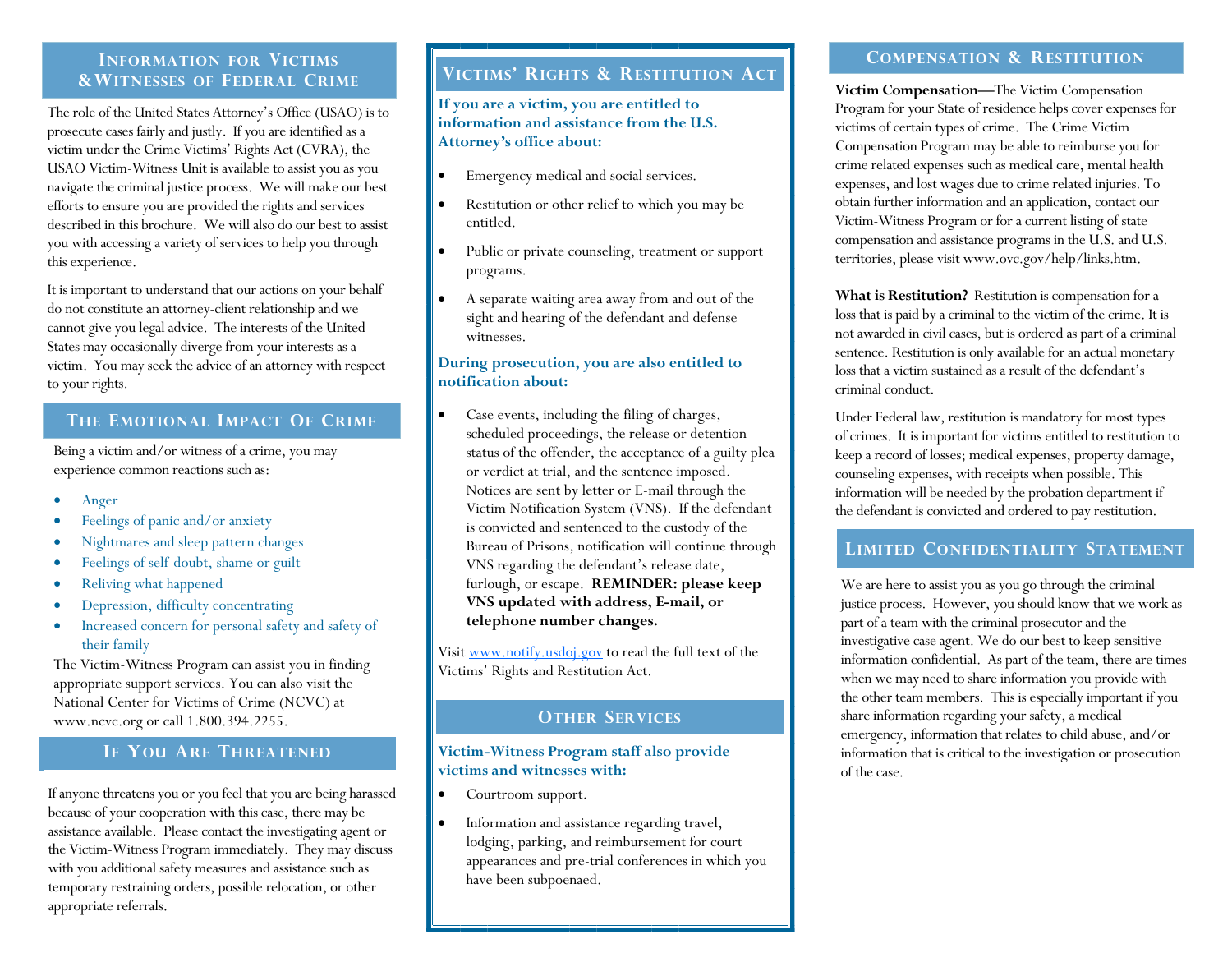## Information for Victims & Witnesses of Federal Crime

The role of the United States Attorney's Office (USAO) is to prosecute cases fairly and justly. If you are identified as a victim under the Crime Victims' Rights Act (CVRA), the USAO Victim-Witness Unit is available to assist you as you navigate the criminal justice process. We will make our best efforts to ensure you are provided the rights and services described in this brochure. We will also do our best to assist you with accessing a variety of services to help you through this experience.

It is important to understand that our actions on your behalf do not constitute an attorney-client relationship and we cannot give you legal advice. The interests of the United States may occasionally diverge from your interests as a victim. You may seek the advice of an attorney with respect to your rights.

## The Emotional Impact Of Crime

Being a victim and/or witness of a crime, you may experience common reactions such as:

- Anger
- Feelings of panic and/or anxiety
- Nightmares and sleep pattern changes
- Feelings of self-doubt, shame or guilt
- Reliving what happened
- Depression, difficulty concentrating
- Increased concern for personal safety and safety of their family

The Victim-Witness Program can assist you in finding appropriate support services. You can also visit the National Center for Victims of Crime (NCVC) at www.ncvc.org or call 1.800.394.2255.

## If You Are Threatened

If anyone threatens you or you feel that you are being harassed because of your cooperation with this case, there may be assistance available. Please contact the investigating agent or the Victim-Witness Program immediately. They may discuss with you additional safety measures and assistance such as temporary restraining orders, possible relocation, or other appropriate referrals.

## Victims' Rights & Restitution Act

**If you are a victim, you are entitled to information and assistance from the U.S. Attorney's office about:**

- Emergency medical and social services.
- Restitution or other relief to which you may be entitled.
- Public or private counseling, treatment or support programs.
- A separate waiting area away from and out of the sight and hearing of the defendant and defense witnesses.

**During prosecution, you are also entitled to notification about:**

- Case events, including the filing of charges, scheduled proceedings, the release or detention status of the offender, the acceptance of a guilty plea or verdict at trial, and the sentence imposed. Notices are sent by letter or E-mail through the Victim Notification System (VNS). If the defendant is convicted and sentenced to the custody of the Bureau of Prisons, notification will continue through VNS regarding the defendant's release date, furlough, or escape. **REMINDER: please keep VNS updated with address, E-mail, or telephone number changes.**

Visit www.notify.usdoj.gov to read the full text of the Victims' Rights and Restitution Act.

## Other Services

**Victim-Witness Program staff also provide victims and witnesses with:**

- Courtroom support.
- Information and assistance regarding travel, lodging, parking, and reimbursement for court appearances and pre-trial conferences in which you have been subpoenaed.

## Compensation & Restitution

**Victim Compensation—**The Victim Compensation Program for your State of residence helps cover expenses for victims of certain types of crime. The Crime Victim Compensation Program may be able to reimburse you for crime related expenses such as medical care, mental health expenses, and lost wages due to crime related injuries. To obtain further information and an application, contact our Victim-Witness Program or for a current listing of state compensation and assistance programs in the U.S. and U.S. territories, please visit www.ovc.gov/help/links.htm.

**What is Restitution?** Restitution is compensation for a loss that is paid by a criminal to the victim of the crime. It is not awarded in civil cases, but is ordered as part of a criminal sentence. Restitution is only available for an actual monetary loss that a victim sustained as a result of the defendant's criminal conduct.

Under Federal law, restitution is mandatory for most types of crimes. It is important for victims entitled to restitution to keep a record of losses; medical expenses, property damage, counseling expenses, with receipts when possible. This information will be needed by the probation department if the defendant is convicted and ordered to pay restitution.

## Limited Confidentiality Statement

We are here to assist you as you go through the criminal justice process. However, you should know that we work as part of a team with the criminal prosecutor and the investigative case agent. We do our best to keep sensitive information confidential. As part of the team, there are times when we may need to share information you provide with the other team members. This is especially important if you share information regarding your safety, a medical emergency, information that relates to child abuse, and/or information that is critical to the investigation or prosecution of the case.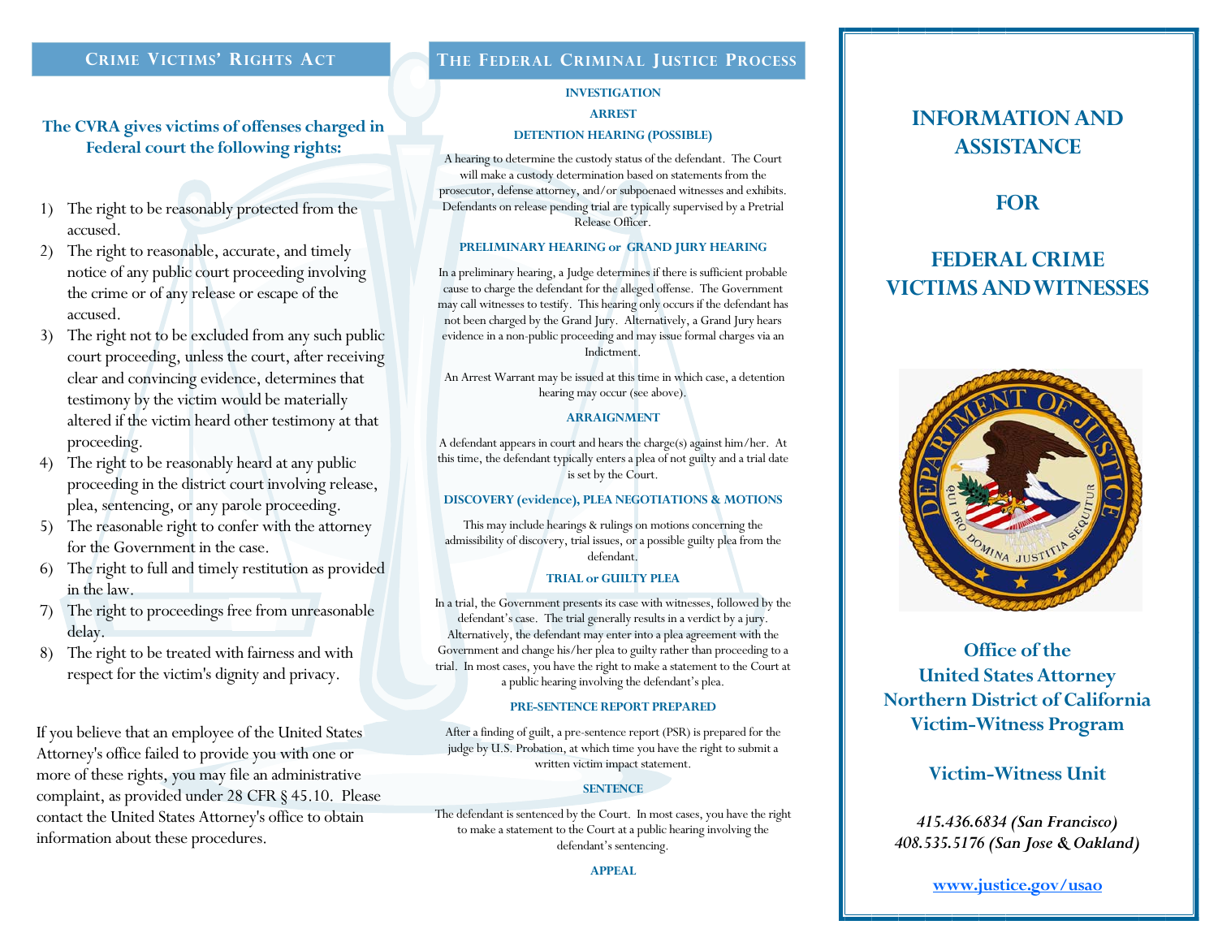## Crime Victims' Rights Act

**The CVRA gives victims of offenses charged in Federal court the following rights:**

1) The right to be reasonably protected from the accused.
2) The right to reasonable, accurate, and timely notice of any public court proceeding involving the crime or of any release or escape of the accused.
3) The right not to be excluded from any such public court proceeding, unless the court, after receiving clear and convincing evidence, determines that testimony by the victim would be materially altered if the victim heard other testimony at that proceeding.
4) The right to be reasonably heard at any public proceeding in the district court involving release, plea, sentencing, or any parole proceeding.
5) The reasonable right to confer with the attorney for the Government in the case.
6) The right to full and timely restitution as provided in the law.
7) The right to proceedings free from unreasonable delay.
8) The right to be treated with fairness and with respect for the victim's dignity and privacy.

If you believe that an employee of the United States Attorney's office failed to provide you with one or more of these rights, you may file an administrative complaint, as provided under 28 CFR § 45.10. Please contact the United States Attorney's office to obtain information about these procedures.

## The Federal Criminal Justice Process

**INVESTIGATION**

**ARREST**

**DETENTION HEARING (POSSIBLE)**

A hearing to determine the custody status of the defendant. The Court will make a custody determination based on statements from the prosecutor, defense attorney, and/or subpoenaed witnesses and exhibits. Defendants on release pending trial are typically supervised by a Pretrial Release Officer.

**PRELIMINARY HEARING or GRAND JURY HEARING**

In a preliminary hearing, a Judge determines if there is sufficient probable cause to charge the defendant for the alleged offense. The Government may call witnesses to testify. This hearing only occurs if the defendant has not been charged by the Grand Jury. Alternatively, a Grand Jury hears evidence in a non-public proceeding and may issue formal charges via an Indictment.

An Arrest Warrant may be issued at this time in which case, a detention hearing may occur (see above).

**ARRAIGNMENT**

A defendant appears in court and hears the charge(s) against him/her. At this time, the defendant typically enters a plea of not guilty and a trial date is set by the Court.

**DISCOVERY (evidence), PLEA NEGOTIATIONS & MOTIONS**

This may include hearings & rulings on motions concerning the admissibility of discovery, trial issues, or a possible guilty plea from the defendant.

**TRIAL or GUILTY PLEA**

In a trial, the Government presents its case with witnesses, followed by the defendant's case. The trial generally results in a verdict by a jury. Alternatively, the defendant may enter into a plea agreement with the Government and change his/her plea to guilty rather than proceeding to a trial. In most cases, you have the right to make a statement to the Court at a public hearing involving the defendant's plea.

**PRE-SENTENCE REPORT PREPARED**

After a finding of guilt, a pre-sentence report (PSR) is prepared for the judge by U.S. Probation, at which time you have the right to submit a written victim impact statement.

**SENTENCE**

The defendant is sentenced by the Court. In most cases, you have the right to make a statement to the Court at a public hearing involving the defendant's sentencing.

**APPEAL**

# INFORMATION AND ASSISTANCE

# FOR

# FEDERAL CRIME VICTIMS AND WITNESSES

**Office of the**
**United States Attorney**
**Northern District of California**
**Victim-Witness Program**

**Victim-Witness Unit**

***415.436.6834 (San Francisco)***
***408.535.5176 (San Jose & Oakland)***

**www.justice.gov/usao**